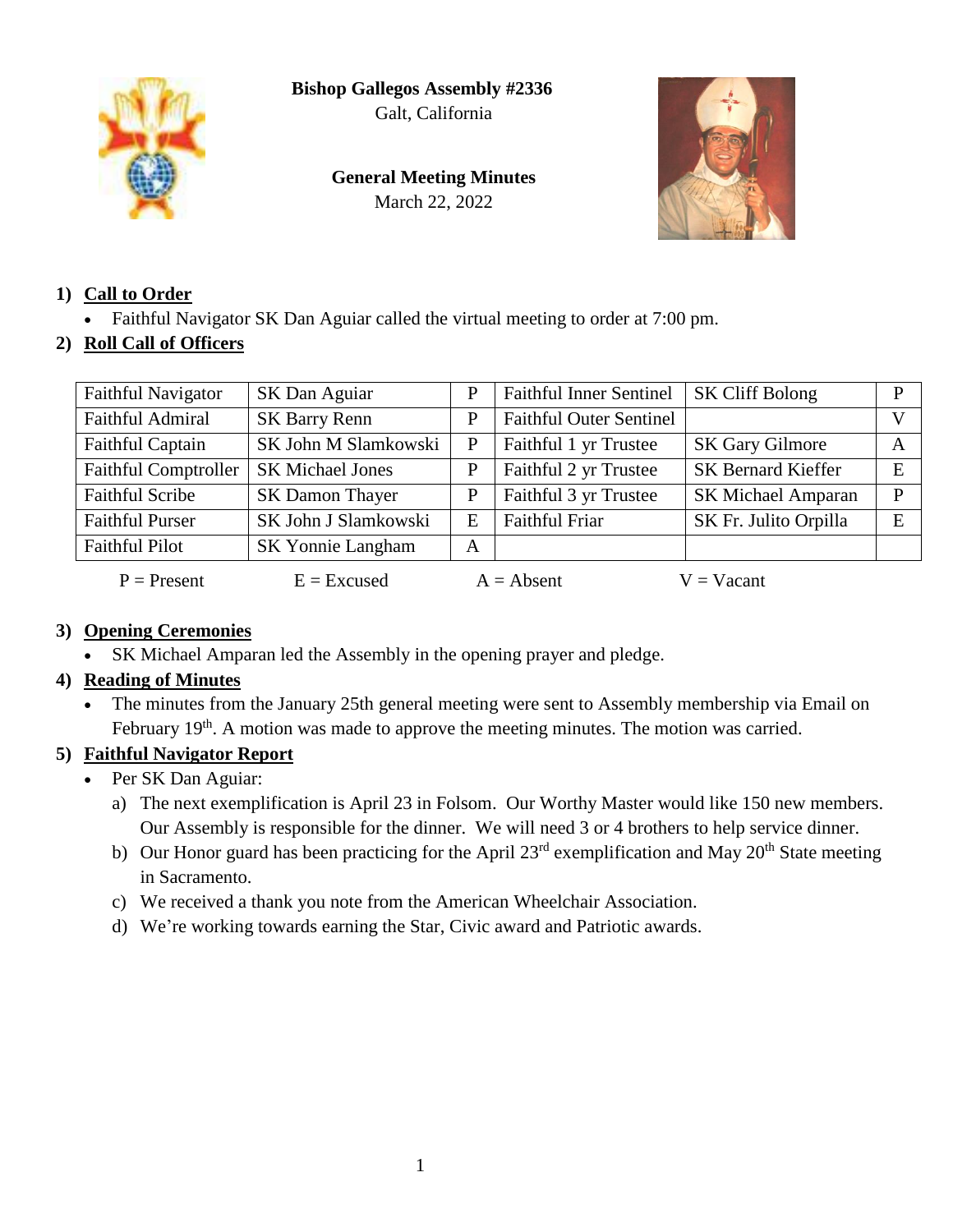**Bishop Gallegos Assembly #2336**
Galt, California

**General Meeting Minutes**
March 22, 2022

## 1) Call to Order

- Faithful Navigator SK Dan Aguiar called the virtual meeting to order at 7:00 pm.

## 2) Roll Call of Officers

| | | | | | |
|---|---|---|---|---|---|
| Faithful Navigator | SK Dan Aguiar | P | Faithful Inner Sentinel | SK Cliff Bolong | P |
| Faithful Admiral | SK Barry Renn | P | Faithful Outer Sentinel | | V |
| Faithful Captain | SK John M Slamkowski | P | Faithful 1 yr Trustee | SK Gary Gilmore | A |
| Faithful Comptroller | SK Michael Jones | P | Faithful 2 yr Trustee | SK Bernard Kieffer | E |
| Faithful Scribe | SK Damon Thayer | P | Faithful 3 yr Trustee | SK Michael Amparan | P |
| Faithful Purser | SK John J Slamkowski | E | Faithful Friar | SK Fr. Julito Orpilla | E |
| Faithful Pilot | SK Yonnie Langham | A | | | |

P = Present    E = Excused    A = Absent    V = Vacant

## 3) Opening Ceremonies

- SK Michael Amparan led the Assembly in the opening prayer and pledge.

## 4) Reading of Minutes

- The minutes from the January 25th general meeting were sent to Assembly membership via Email on February 19th. A motion was made to approve the meeting minutes. The motion was carried.

## 5) Faithful Navigator Report

- Per SK Dan Aguiar:
  a) The next exemplification is April 23 in Folsom. Our Worthy Master would like 150 new members. Our Assembly is responsible for the dinner. We will need 3 or 4 brothers to help service dinner.
  b) Our Honor guard has been practicing for the April 23rd exemplification and May 20th State meeting in Sacramento.
  c) We received a thank you note from the American Wheelchair Association.
  d) We're working towards earning the Star, Civic award and Patriotic awards.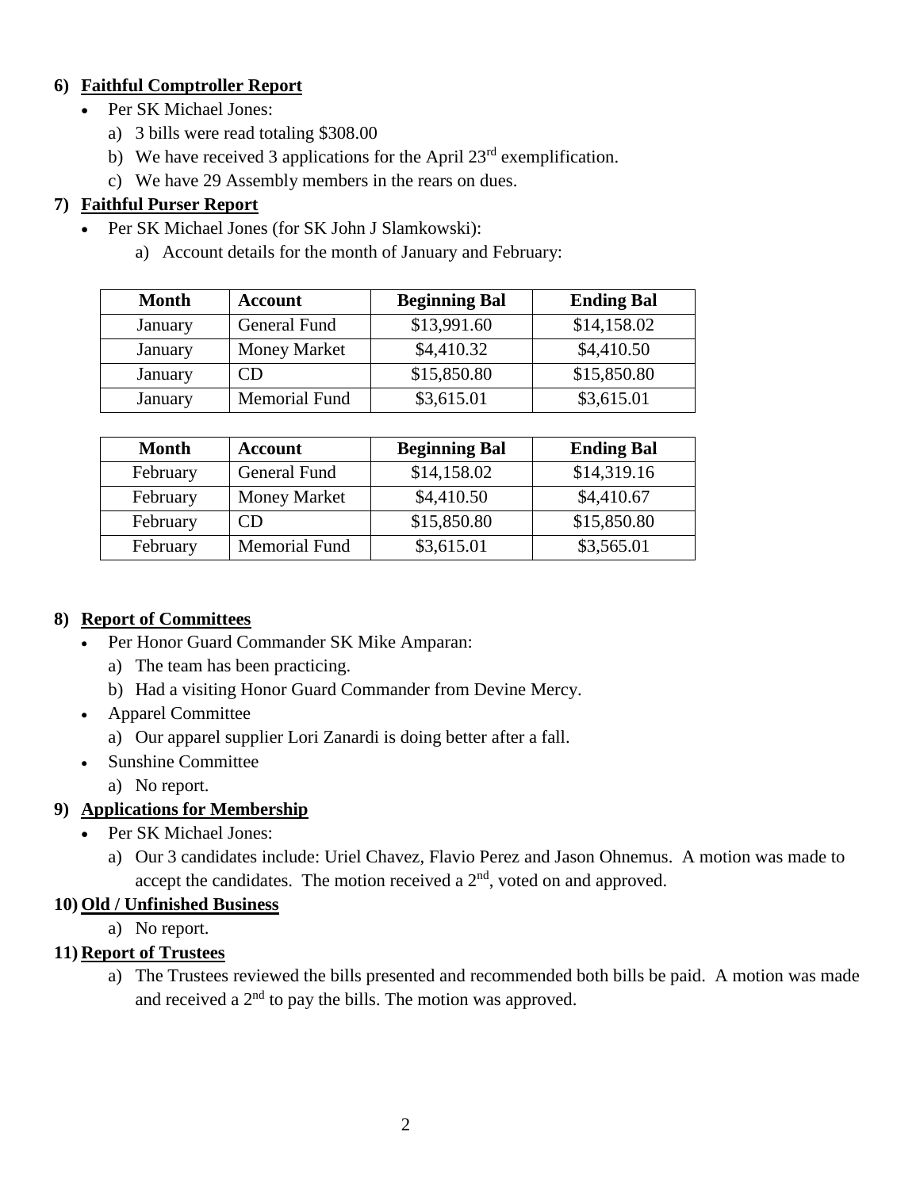## 6) Faithful Comptroller Report

- Per SK Michael Jones:
  a) 3 bills were read totaling $308.00
  b) We have received 3 applications for the April 23rd exemplification.
  c) We have 29 Assembly members in the rears on dues.

## 7) Faithful Purser Report

- Per SK Michael Jones (for SK John J Slamkowski):
  a) Account details for the month of January and February:

| Month | Account | Beginning Bal | Ending Bal |
|---|---|---|---|
| January | General Fund | $13,991.60 | $14,158.02 |
| January | Money Market | $4,410.32 | $4,410.50 |
| January | CD | $15,850.80 | $15,850.80 |
| January | Memorial Fund | $3,615.01 | $3,615.01 |

| Month | Account | Beginning Bal | Ending Bal |
|---|---|---|---|
| February | General Fund | $14,158.02 | $14,319.16 |
| February | Money Market | $4,410.50 | $4,410.67 |
| February | CD | $15,850.80 | $15,850.80 |
| February | Memorial Fund | $3,615.01 | $3,565.01 |

## 8) Report of Committees

- Per Honor Guard Commander SK Mike Amparan:
  a) The team has been practicing.
  b) Had a visiting Honor Guard Commander from Devine Mercy.
- Apparel Committee
  a) Our apparel supplier Lori Zanardi is doing better after a fall.
- Sunshine Committee
  a) No report.

## 9) Applications for Membership

- Per SK Michael Jones:
  a) Our 3 candidates include: Uriel Chavez, Flavio Perez and Jason Ohnemus. A motion was made to accept the candidates. The motion received a 2nd, voted on and approved.

## 10) Old / Unfinished Business

a) No report.

## 11) Report of Trustees

a) The Trustees reviewed the bills presented and recommended both bills be paid. A motion was made and received a 2nd to pay the bills. The motion was approved.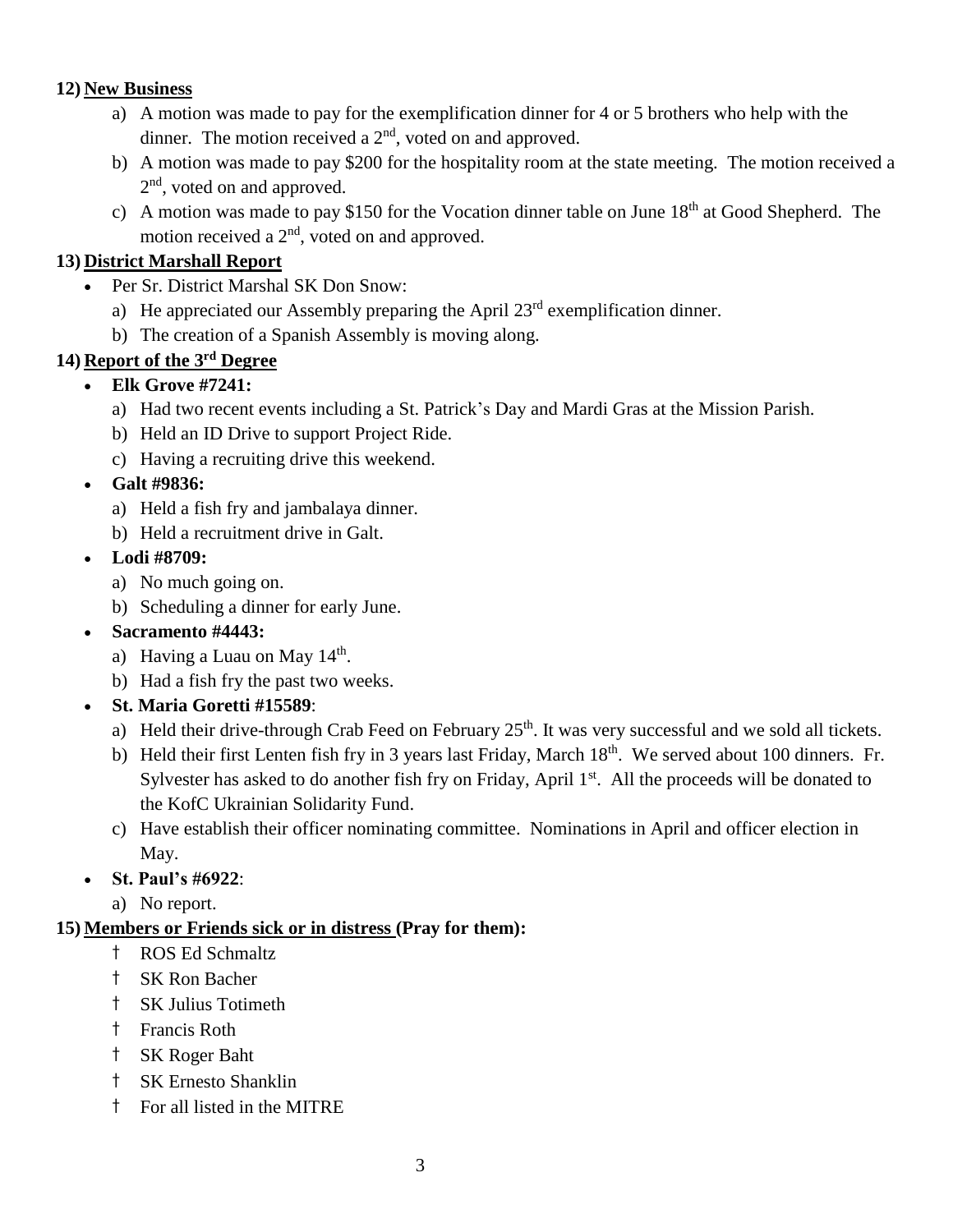**12) New Business**

a) A motion was made to pay for the exemplification dinner for 4 or 5 brothers who help with the dinner. The motion received a 2nd, voted on and approved.

b) A motion was made to pay $200 for the hospitality room at the state meeting. The motion received a 2nd, voted on and approved.

c) A motion was made to pay $150 for the Vocation dinner table on June 18th at Good Shepherd. The motion received a 2nd, voted on and approved.

**13) District Marshall Report**

- Per Sr. District Marshal SK Don Snow:
  a) He appreciated our Assembly preparing the April 23rd exemplification dinner.
  b) The creation of a Spanish Assembly is moving along.

**14) Report of the 3rd Degree**

- **Elk Grove #7241:**
  a) Had two recent events including a St. Patrick's Day and Mardi Gras at the Mission Parish.
  b) Held an ID Drive to support Project Ride.
  c) Having a recruiting drive this weekend.
- **Galt #9836:**
  a) Held a fish fry and jambalaya dinner.
  b) Held a recruitment drive in Galt.
- **Lodi #8709:**
  a) No much going on.
  b) Scheduling a dinner for early June.
- **Sacramento #4443:**
  a) Having a Luau on May 14th.
  b) Had a fish fry the past two weeks.
- **St. Maria Goretti #15589**:
  a) Held their drive-through Crab Feed on February 25th. It was very successful and we sold all tickets.
  b) Held their first Lenten fish fry in 3 years last Friday, March 18th. We served about 100 dinners. Fr. Sylvester has asked to do another fish fry on Friday, April 1st. All the proceeds will be donated to the KofC Ukrainian Solidarity Fund.
  c) Have establish their officer nominating committee. Nominations in April and officer election in May.
- **St. Paul's #6922**:
  a) No report.

**15) Members or Friends sick or in distress (Pray for them):**

† ROS Ed Schmaltz
† SK Ron Bacher
† SK Julius Totimeth
† Francis Roth
† SK Roger Baht
† SK Ernesto Shanklin
† For all listed in the MITRE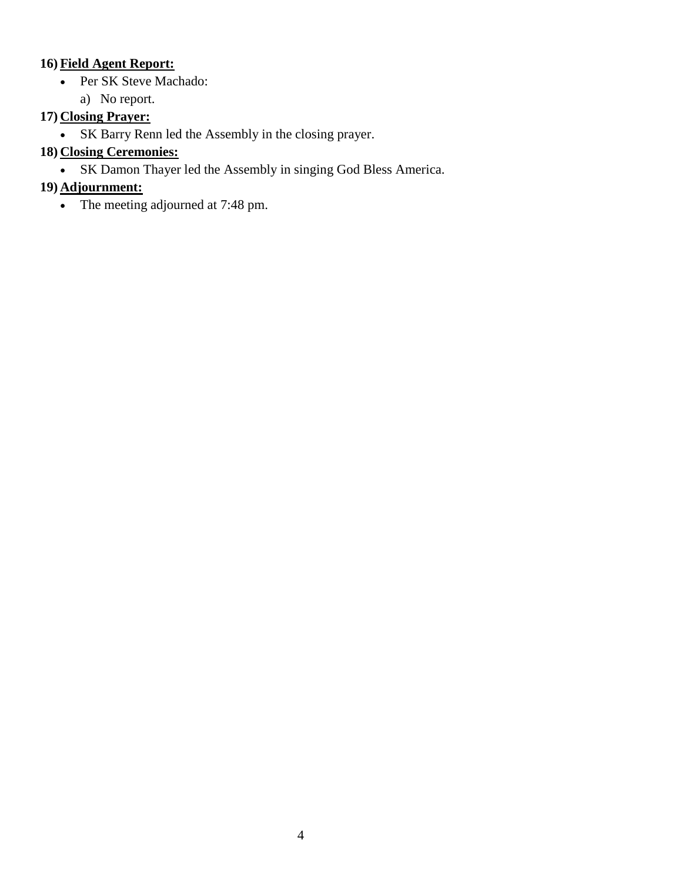**16) Field Agent Report:**

- Per SK Steve Machado:
  a) No report.

**17) Closing Prayer:**

- SK Barry Renn led the Assembly in the closing prayer.

**18) Closing Ceremonies:**

- SK Damon Thayer led the Assembly in singing God Bless America.

**19) Adjournment:**

- The meeting adjourned at 7:48 pm.